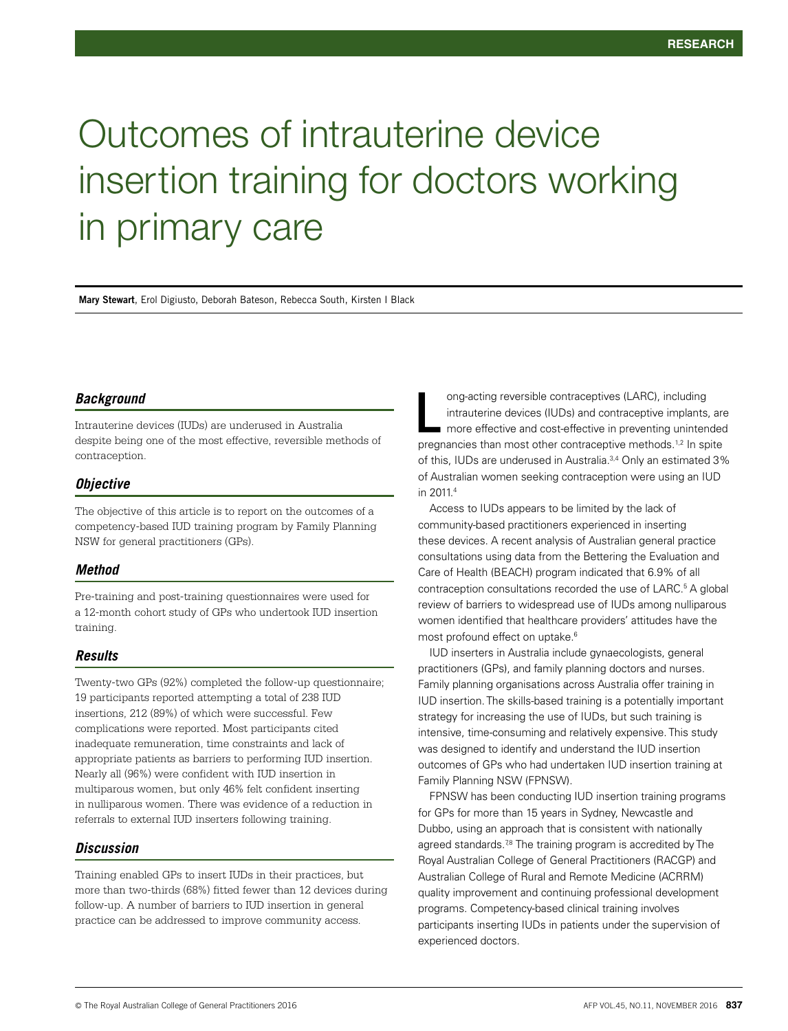RESEARCH

# Outcomes of intrauterine device insertion training for doctors working in primary care

**Mary Stewart**, Erol Digiusto, Deborah Bateson, Rebecca South, Kirsten I Black

### *Background*

Intrauterine devices (IUDs) are underused in Australia despite being one of the most effective, reversible methods of contraception.

### *Objective*

The objective of this article is to report on the outcomes of a competency-based IUD training program by Family Planning NSW for general practitioners (GPs).

### *Method*

Pre-training and post-training questionnaires were used for a 12-month cohort study of GPs who undertook IUD insertion training.

### *Results*

Twenty-two GPs (92%) completed the follow-up questionnaire; 19 participants reported attempting a total of 238 IUD insertions, 212 (89%) of which were successful. Few complications were reported. Most participants cited inadequate remuneration, time constraints and lack of appropriate patients as barriers to performing IUD insertion. Nearly all (96%) were confident with IUD insertion in multiparous women, but only 46% felt confident inserting in nulliparous women. There was evidence of a reduction in referrals to external IUD inserters following training.

### *Discussion*

Training enabled GPs to insert IUDs in their practices, but more than two-thirds (68%) fitted fewer than 12 devices during follow-up. A number of barriers to IUD insertion in general practice can be addressed to improve community access.

Long-acting reversible contraceptives (LARC), including intrauterine devices (IUDs) and contraceptive implants, are more effective and cost-effective in preventing unintended pregnancies than most other contraceptive methods.[1,2] In spite of this, IUDs are underused in Australia.[3,4] Only an estimated 3% of Australian women seeking contraception were using an IUD in 2011.[4]

Access to IUDs appears to be limited by the lack of community-based practitioners experienced in inserting these devices. A recent analysis of Australian general practice consultations using data from the Bettering the Evaluation and Care of Health (BEACH) program indicated that 6.9% of all contraception consultations recorded the use of LARC.[5] A global review of barriers to widespread use of IUDs among nulliparous women identified that healthcare providers' attitudes have the most profound effect on uptake.[6]

IUD inserters in Australia include gynaecologists, general practitioners (GPs), and family planning doctors and nurses. Family planning organisations across Australia offer training in IUD insertion. The skills-based training is a potentially important strategy for increasing the use of IUDs, but such training is intensive, time-consuming and relatively expensive. This study was designed to identify and understand the IUD insertion outcomes of GPs who had undertaken IUD insertion training at Family Planning NSW (FPNSW).

FPNSW has been conducting IUD insertion training programs for GPs for more than 15 years in Sydney, Newcastle and Dubbo, using an approach that is consistent with nationally agreed standards.[7,8] The training program is accredited by The Royal Australian College of General Practitioners (RACGP) and Australian College of Rural and Remote Medicine (ACRRM) quality improvement and continuing professional development programs. Competency-based clinical training involves participants inserting IUDs in patients under the supervision of experienced doctors.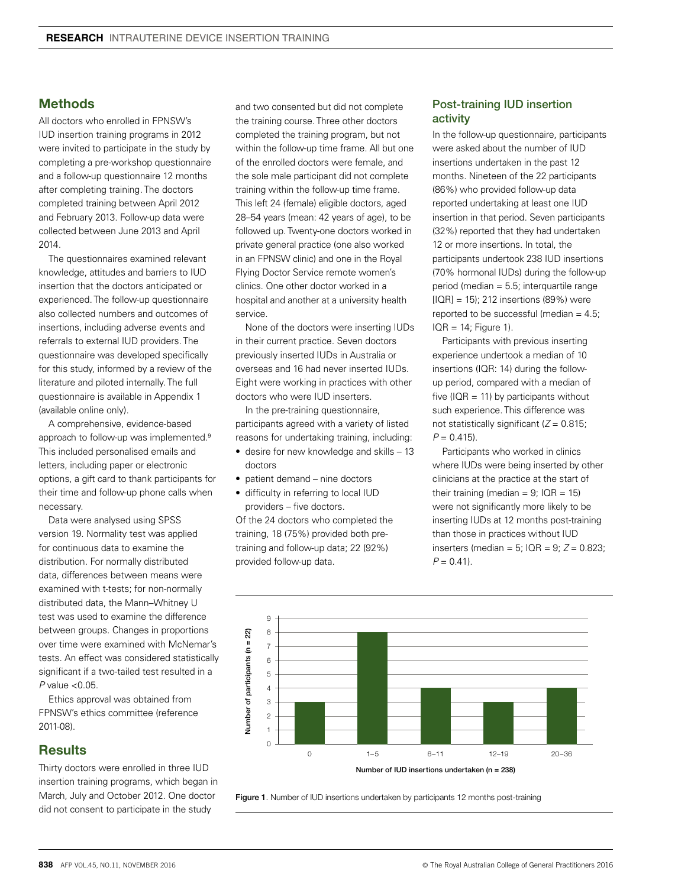## Methods

All doctors who enrolled in FPNSW's IUD insertion training programs in 2012 were invited to participate in the study by completing a pre-workshop questionnaire and a follow-up questionnaire 12 months after completing training. The doctors completed training between April 2012 and February 2013. Follow-up data were collected between June 2013 and April 2014.

The questionnaires examined relevant knowledge, attitudes and barriers to IUD insertion that the doctors anticipated or experienced. The follow-up questionnaire also collected numbers and outcomes of insertions, including adverse events and referrals to external IUD providers. The questionnaire was developed specifically for this study, informed by a review of the literature and piloted internally. The full questionnaire is available in Appendix 1 (available online only).

A comprehensive, evidence-based approach to follow-up was implemented.[9] This included personalised emails and letters, including paper or electronic options, a gift card to thank participants for their time and follow-up phone calls when necessary.

Data were analysed using SPSS version 19. Normality test was applied for continuous data to examine the distribution. For normally distributed data, differences between means were examined with t-tests; for non-normally distributed data, the Mann–Whitney U test was used to examine the difference between groups. Changes in proportions over time were examined with McNemar's tests. An effect was considered statistically significant if a two-tailed test resulted in a $P$ value <0.05.

Ethics approval was obtained from FPNSW's ethics committee (reference 2011-08).

## Results

Thirty doctors were enrolled in three IUD insertion training programs, which began in March, July and October 2012. One doctor did not consent to participate in the study and two consented but did not complete the training course. Three other doctors completed the training program, but not within the follow-up time frame. All but one of the enrolled doctors were female, and the sole male participant did not complete training within the follow-up time frame. This left 24 (female) eligible doctors, aged 28–54 years (mean: 42 years of age), to be followed up. Twenty-one doctors worked in private general practice (one also worked in an FPNSW clinic) and one in the Royal Flying Doctor Service remote women's clinics. One other doctor worked in a hospital and another at a university health service.

None of the doctors were inserting IUDs in their current practice. Seven doctors previously inserted IUDs in Australia or overseas and 16 had never inserted IUDs. Eight were working in practices with other doctors who were IUD inserters.

In the pre-training questionnaire, participants agreed with a variety of listed reasons for undertaking training, including:

- desire for new knowledge and skills – 13 doctors
- patient demand – nine doctors
- difficulty in referring to local IUD providers – five doctors.

Of the 24 doctors who completed the training, 18 (75%) provided both pre-training and follow-up data; 22 (92%) provided follow-up data.

### Post-training IUD insertion activity

In the follow-up questionnaire, participants were asked about the number of IUD insertions undertaken in the past 12 months. Nineteen of the 22 participants (86%) who provided follow-up data reported undertaking at least one IUD insertion in that period. Seven participants (32%) reported that they had undertaken 12 or more insertions. In total, the participants undertook 238 IUD insertions (70% hormonal IUDs) during the follow-up period (median = 5.5; interquartile range [IQR] = 15); 212 insertions (89%) were reported to be successful (median = 4.5; IQR = 14; Figure 1).

Participants with previous inserting experience undertook a median of 10 insertions (IQR: 14) during the follow-up period, compared with a median of five (IQR = 11) by participants without such experience. This difference was not statistically significant ($Z$ = 0.815; $P$ = 0.415).

Participants who worked in clinics where IUDs were being inserted by other clinicians at the practice at the start of their training (median = 9; IQR = 15) were not significantly more likely to be inserting IUDs at 12 months post-training than those in practices without IUD inserters (median = 5; IQR = 9; $Z$ = 0.823; $P$ = 0.41).

| Number of IUD insertions undertaken (n = 238) | Number of participants (n = 22) |
|---|---|
| 0 | 3 |
| 1–5 | 8 |
| 6–11 | 4 |
| 12–19 | 3 |
| 20–36 | 4 |

Figure 1. Number of IUD insertions undertaken by participants 12 months post-training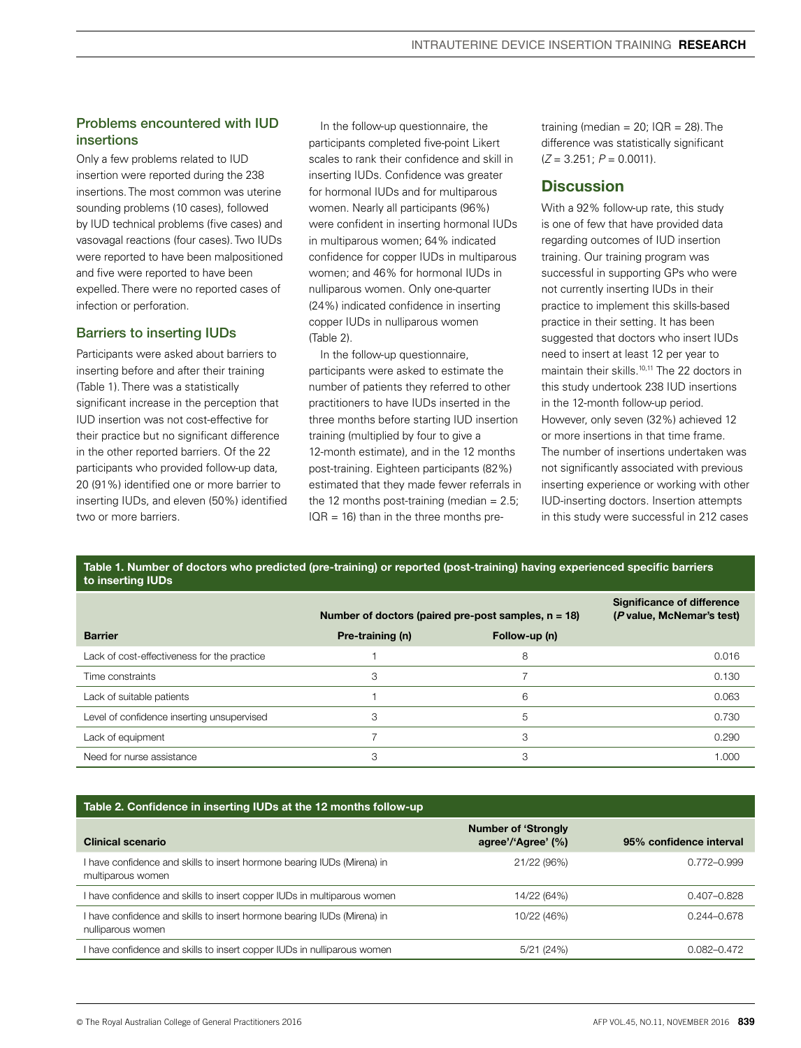### Problems encountered with IUD insertions

Only a few problems related to IUD insertion were reported during the 238 insertions. The most common was uterine sounding problems (10 cases), followed by IUD technical problems (five cases) and vasovagal reactions (four cases). Two IUDs were reported to have been malpositioned and five were reported to have been expelled. There were no reported cases of infection or perforation.

### Barriers to inserting IUDs

Participants were asked about barriers to inserting before and after their training (Table 1). There was a statistically significant increase in the perception that IUD insertion was not cost-effective for their practice but no significant difference in the other reported barriers. Of the 22 participants who provided follow-up data, 20 (91%) identified one or more barrier to inserting IUDs, and eleven (50%) identified two or more barriers.

In the follow-up questionnaire, the participants completed five-point Likert scales to rank their confidence and skill in inserting IUDs. Confidence was greater for hormonal IUDs and for multiparous women. Nearly all participants (96%) were confident in inserting hormonal IUDs in multiparous women; 64% indicated confidence for copper IUDs in multiparous women; and 46% for hormonal IUDs in nulliparous women. Only one-quarter (24%) indicated confidence in inserting copper IUDs in nulliparous women (Table 2).

In the follow-up questionnaire, participants were asked to estimate the number of patients they referred to other practitioners to have IUDs inserted in the three months before starting IUD insertion training (multiplied by four to give a 12-month estimate), and in the 12 months post-training. Eighteen participants (82%) estimated that they made fewer referrals in the 12 months post-training (median = 2.5; IQR = 16) than in the three months pre-training (median = 20; IQR = 28). The difference was statistically significant ($Z = 3.251$; $P = 0.0011$).

## Discussion

With a 92% follow-up rate, this study is one of few that have provided data regarding outcomes of IUD insertion training. Our training program was successful in supporting GPs who were not currently inserting IUDs in their practice to implement this skills-based practice in their setting. It has been suggested that doctors who insert IUDs need to insert at least 12 per year to maintain their skills.[10,11] The 22 doctors in this study undertook 238 IUD insertions in the 12-month follow-up period. However, only seven (32%) achieved 12 or more insertions in that time frame. The number of insertions undertaken was not significantly associated with previous inserting experience or working with other IUD-inserting doctors. Insertion attempts in this study were successful in 212 cases

**Table 1. Number of doctors who predicted (pre-training) or reported (post-training) having experienced specific barriers to inserting IUDs**

| | Number of doctors (paired pre-post samples, n = 18) | | Significance of difference (*P* value, McNemar's test) |
|---|---|---|---|
| **Barrier** | **Pre-training (n)** | **Follow-up (n)** | |
| Lack of cost-effectiveness for the practice | 1 | 8 | 0.016 |
| Time constraints | 3 | 7 | 0.130 |
| Lack of suitable patients | 1 | 6 | 0.063 |
| Level of confidence inserting unsupervised | 3 | 5 | 0.730 |
| Lack of equipment | 7 | 3 | 0.290 |
| Need for nurse assistance | 3 | 3 | 1.000 |

**Table 2. Confidence in inserting IUDs at the 12 months follow-up**

| Clinical scenario | Number of 'Strongly agree'/'Agree' (%) | 95% confidence interval |
|---|---|---|
| I have confidence and skills to insert hormone bearing IUDs (Mirena) in multiparous women | 21/22 (96%) | 0.772–0.999 |
| I have confidence and skills to insert copper IUDs in multiparous women | 14/22 (64%) | 0.407–0.828 |
| I have confidence and skills to insert hormone bearing IUDs (Mirena) in nulliparous women | 10/22 (46%) | 0.244–0.678 |
| I have confidence and skills to insert copper IUDs in nulliparous women | 5/21 (24%) | 0.082–0.472 |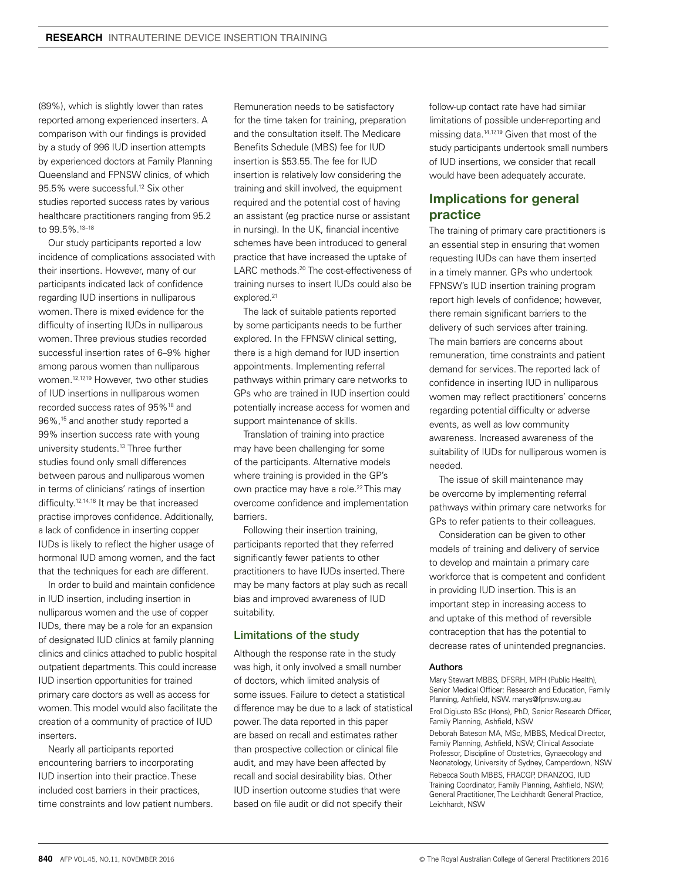(89%), which is slightly lower than rates reported among experienced inserters. A comparison with our findings is provided by a study of 996 IUD insertion attempts by experienced doctors at Family Planning Queensland and FPNSW clinics, of which 95.5% were successful.[12] Six other studies reported success rates by various healthcare practitioners ranging from 95.2 to 99.5%.[13–18]

Our study participants reported a low incidence of complications associated with their insertions. However, many of our participants indicated lack of confidence regarding IUD insertions in nulliparous women. There is mixed evidence for the difficulty of inserting IUDs in nulliparous women. Three previous studies recorded successful insertion rates of 6–9% higher among parous women than nulliparous women.[12,17,19] However, two other studies of IUD insertions in nulliparous women recorded success rates of 95%[18] and 96%,[15] and another study reported a 99% insertion success rate with young university students.[13] Three further studies found only small differences between parous and nulliparous women in terms of clinicians' ratings of insertion difficulty.[12,14,16] It may be that increased practise improves confidence. Additionally, a lack of confidence in inserting copper IUDs is likely to reflect the higher usage of hormonal IUD among women, and the fact that the techniques for each are different.

In order to build and maintain confidence in IUD insertion, including insertion in nulliparous women and the use of copper IUDs, there may be a role for an expansion of designated IUD clinics at family planning clinics and clinics attached to public hospital outpatient departments. This could increase IUD insertion opportunities for trained primary care doctors as well as access for women. This model would also facilitate the creation of a community of practice of IUD inserters.

Nearly all participants reported encountering barriers to incorporating IUD insertion into their practice. These included cost barriers in their practices, time constraints and low patient numbers. Remuneration needs to be satisfactory for the time taken for training, preparation and the consultation itself. The Medicare Benefits Schedule (MBS) fee for IUD insertion is $53.55. The fee for IUD insertion is relatively low considering the training and skill involved, the equipment required and the potential cost of having an assistant (eg practice nurse or assistant in nursing). In the UK, financial incentive schemes have been introduced to general practice that have increased the uptake of LARC methods.[20] The cost-effectiveness of training nurses to insert IUDs could also be explored.[21]

The lack of suitable patients reported by some participants needs to be further explored. In the FPNSW clinical setting, there is a high demand for IUD insertion appointments. Implementing referral pathways within primary care networks to GPs who are trained in IUD insertion could potentially increase access for women and support maintenance of skills.

Translation of training into practice may have been challenging for some of the participants. Alternative models where training is provided in the GP's own practice may have a role.[22] This may overcome confidence and implementation barriers.

Following their insertion training, participants reported that they referred significantly fewer patients to other practitioners to have IUDs inserted. There may be many factors at play such as recall bias and improved awareness of IUD suitability.

### Limitations of the study

Although the response rate in the study was high, it only involved a small number of doctors, which limited analysis of some issues. Failure to detect a statistical difference may be due to a lack of statistical power. The data reported in this paper are based on recall and estimates rather than prospective collection or clinical file audit, and may have been affected by recall and social desirability bias. Other IUD insertion outcome studies that were based on file audit or did not specify their follow-up contact rate have had similar limitations of possible under-reporting and missing data.[14,17,19] Given that most of the study participants undertook small numbers of IUD insertions, we consider that recall would have been adequately accurate.

## Implications for general practice

The training of primary care practitioners is an essential step in ensuring that women requesting IUDs can have them inserted in a timely manner. GPs who undertook FPNSW's IUD insertion training program report high levels of confidence; however, there remain significant barriers to the delivery of such services after training. The main barriers are concerns about remuneration, time constraints and patient demand for services. The reported lack of confidence in inserting IUD in nulliparous women may reflect practitioners' concerns regarding potential difficulty or adverse events, as well as low community awareness. Increased awareness of the suitability of IUDs for nulliparous women is needed.

The issue of skill maintenance may be overcome by implementing referral pathways within primary care networks for GPs to refer patients to their colleagues.

Consideration can be given to other models of training and delivery of service to develop and maintain a primary care workforce that is competent and confident in providing IUD insertion. This is an important step in increasing access to and uptake of this method of reversible contraception that has the potential to decrease rates of unintended pregnancies.

#### Authors

Mary Stewart MBBS, DFSRH, MPH (Public Health), Senior Medical Officer: Research and Education, Family Planning, Ashfield, NSW. marys@fpnsw.org.au

Erol Digiusto BSc (Hons), PhD, Senior Research Officer, Family Planning, Ashfield, NSW

Deborah Bateson MA, MSc, MBBS, Medical Director, Family Planning, Ashfield, NSW; Clinical Associate Professor, Discipline of Obstetrics, Gynaecology and Neonatology, University of Sydney, Camperdown, NSW

Rebecca South MBBS, FRACGP, DRANZOG, IUD Training Coordinator, Family Planning, Ashfield, NSW; General Practitioner, The Leichhardt General Practice, Leichhardt, NSW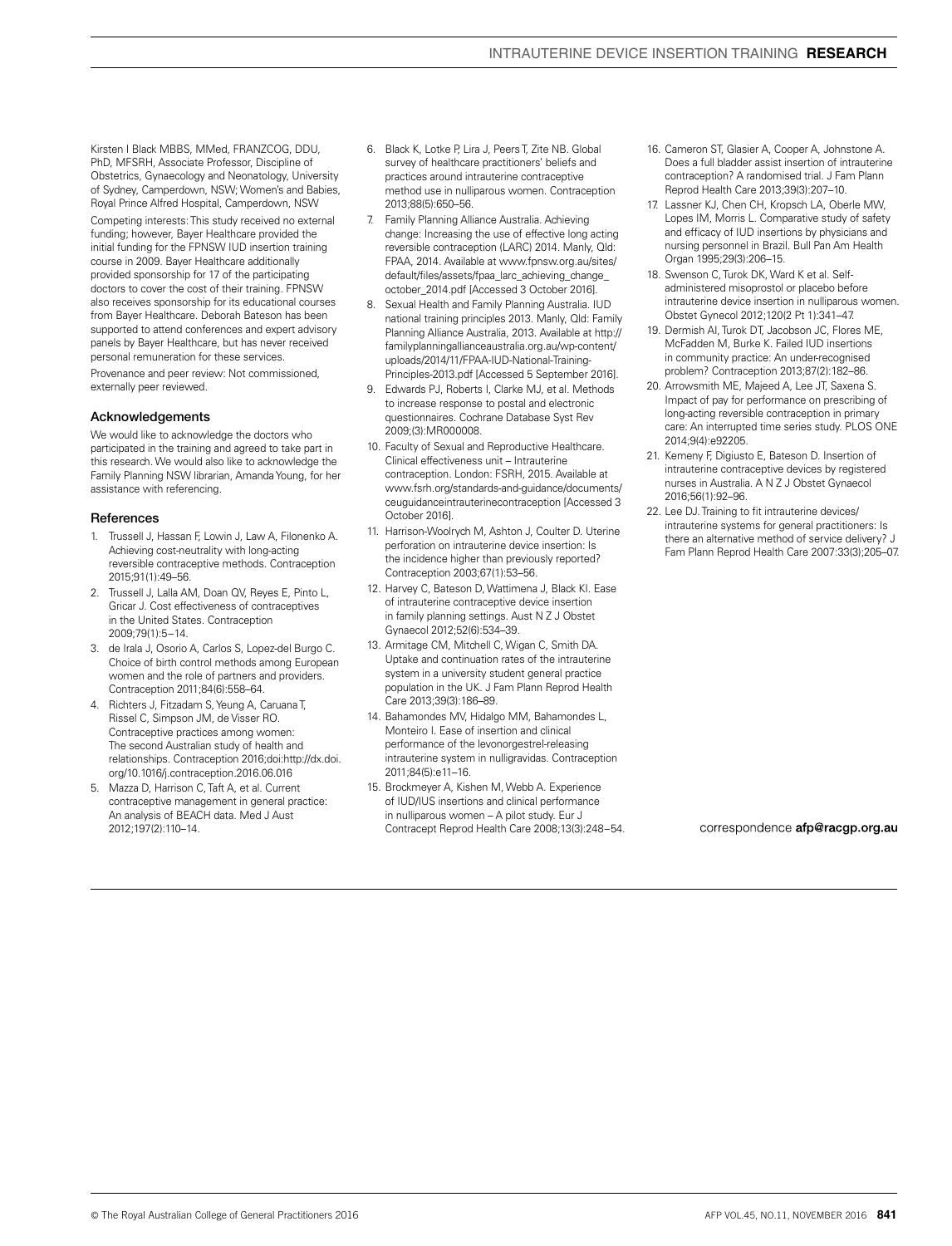Kirsten I Black MBBS, MMed, FRANZCOG, DDU, PhD, MFSRH, Associate Professor, Discipline of Obstetrics, Gynaecology and Neonatology, University of Sydney, Camperdown, NSW; Women's and Babies, Royal Prince Alfred Hospital, Camperdown, NSW

Competing interests: This study received no external funding; however, Bayer Healthcare provided the initial funding for the FPNSW IUD insertion training course in 2009. Bayer Healthcare additionally provided sponsorship for 17 of the participating doctors to cover the cost of their training. FPNSW also receives sponsorship for its educational courses from Bayer Healthcare. Deborah Bateson has been supported to attend conferences and expert advisory panels by Bayer Healthcare, but has never received personal remuneration for these services.

Provenance and peer review: Not commissioned, externally peer reviewed.

### Acknowledgements

We would like to acknowledge the doctors who participated in the training and agreed to take part in this research. We would also like to acknowledge the Family Planning NSW librarian, Amanda Young, for her assistance with referencing.

### References

1. Trussell J, Hassan F, Lowin J, Law A, Filonenko A. Achieving cost-neutrality with long-acting reversible contraceptive methods. Contraception 2015;91(1):49–56.
2. Trussell J, Lalla AM, Doan QV, Reyes E, Pinto L, Gricar J. Cost effectiveness of contraceptives in the United States. Contraception 2009;79(1):5–14.
3. de Irala J, Osorio A, Carlos S, Lopez-del Burgo C. Choice of birth control methods among European women and the role of partners and providers. Contraception 2011;84(6):558–64.
4. Richters J, Fitzadam S, Yeung A, Caruana T, Rissel C, Simpson JM, de Visser RO. Contraceptive practices among women: The second Australian study of health and relationships. Contraception 2016;doi:http://dx.doi.org/10.1016/j.contraception.2016.06.016
5. Mazza D, Harrison C, Taft A, et al. Current contraceptive management in general practice: An analysis of BEACH data. Med J Aust 2012;197(2):110–14.
6. Black K, Lotke P, Lira J, Peers T, Zite NB. Global survey of healthcare practitioners' beliefs and practices around intrauterine contraceptive method use in nulliparous women. Contraception 2013;88(5):650–56.
7. Family Planning Alliance Australia. Achieving change: Increasing the use of effective long acting reversible contraception (LARC) 2014. Manly, Qld: FPAA, 2014. Available at www.fpnsw.org.au/sites/default/files/assets/fpaa_larc_achieving_change_october_2014.pdf [Accessed 3 October 2016].
8. Sexual Health and Family Planning Australia. IUD national training principles 2013. Manly, Qld: Family Planning Alliance Australia, 2013. Available at http://familyplanningallianceaustralia.org.au/wp-content/uploads/2014/11/FPAA-IUD-National-Training-Principles-2013.pdf [Accessed 5 September 2016].
9. Edwards PJ, Roberts I, Clarke MJ, et al. Methods to increase response to postal and electronic questionnaires. Cochrane Database Syst Rev 2009;(3):MR000008.
10. Faculty of Sexual and Reproductive Healthcare. Clinical effectiveness unit – Intrauterine contraception. London: FSRH, 2015. Available at www.fsrh.org/standards-and-guidance/documents/ceuguidanceintrauterinecontraception [Accessed 3 October 2016].
11. Harrison-Woolrych M, Ashton J, Coulter D. Uterine perforation on intrauterine device insertion: Is the incidence higher than previously reported? Contraception 2003;67(1):53–56.
12. Harvey C, Bateson D, Wattimena J, Black KI. Ease of intrauterine contraceptive device insertion in family planning settings. Aust N Z J Obstet Gynaecol 2012;52(6):534–39.
13. Armitage CM, Mitchell C, Wigan C, Smith DA. Uptake and continuation rates of the intrauterine system in a university student general practice population in the UK. J Fam Plann Reprod Health Care 2013;39(3):186–89.
14. Bahamondes MV, Hidalgo MM, Bahamondes L, Monteiro I. Ease of insertion and clinical performance of the levonorgestrel-releasing intrauterine system in nulligravidas. Contraception 2011;84(5):e11–16.
15. Brockmeyer A, Kishen M, Webb A. Experience of IUD/IUS insertions and clinical performance in nulliparous women – A pilot study. Eur J Contracept Reprod Health Care 2008;13(3):248–54.
16. Cameron ST, Glasier A, Cooper A, Johnstone A. Does a full bladder assist insertion of intrauterine contraception? A randomised trial. J Fam Plann Reprod Health Care 2013;39(3):207–10.
17. Lassner KJ, Chen CH, Kropsch LA, Oberle MW, Lopes IM, Morris L. Comparative study of safety and efficacy of IUD insertions by physicians and nursing personnel in Brazil. Bull Pan Am Health Organ 1995;29(3):206–15.
18. Swenson C, Turok DK, Ward K et al. Self-administered misoprostol or placebo before intrauterine device insertion in nulliparous women. Obstet Gynecol 2012;120(2 Pt 1):341–47.
19. Dermish AI, Turok DT, Jacobson JC, Flores ME, McFadden M, Burke K. Failed IUD insertions in community practice: An under-recognised problem? Contraception 2013;87(2):182–86.
20. Arrowsmith ME, Majeed A, Lee JT, Saxena S. Impact of pay for performance on prescribing of long-acting reversible contraception in primary care: An interrupted time series study. PLOS ONE 2014;9(4):e92205.
21. Kemeny F, Digiusto E, Bateson D. Insertion of intrauterine contraceptive devices by registered nurses in Australia. A N Z J Obstet Gynaecol 2016;56(1):92–96.
22. Lee DJ. Training to fit intrauterine devices/intrauterine systems for general practitioners: Is there an alternative method of service delivery? J Fam Plann Reprod Health Care 2007:33(3);205–07.

correspondence **afp@racgp.org.au**